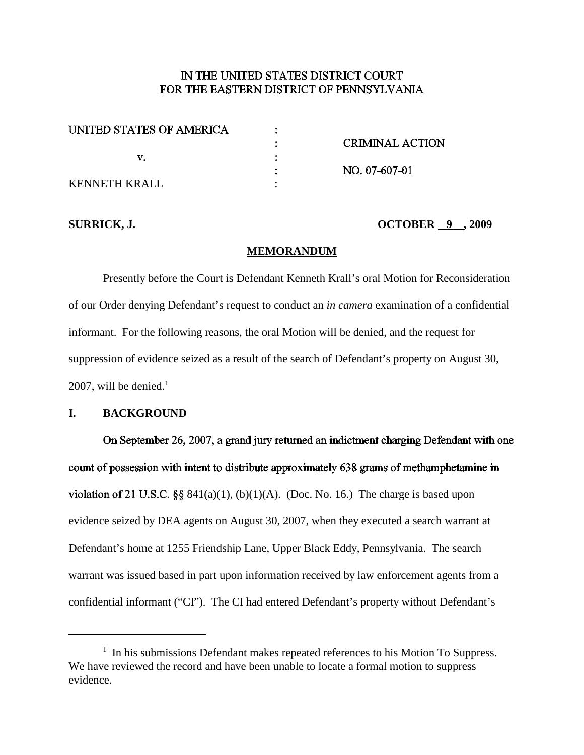IN THE UNITED STATES DISTRICT COURT
FOR THE EASTERN DISTRICT OF PENNSYLVANIA

| | | |
|---|---|---|
| UNITED STATES OF AMERICA | : | |
| | : | CRIMINAL ACTION |
| v. | : | |
| | : | NO. 07-607-01 |
| KENNETH KRALL | : | |

**SURRICK, J.** **OCTOBER 9 , 2009**

## MEMORANDUM

Presently before the Court is Defendant Kenneth Krall's oral Motion for Reconsideration of our Order denying Defendant's request to conduct an *in camera* examination of a confidential informant. For the following reasons, the oral Motion will be denied, and the request for suppression of evidence seized as a result of the search of Defendant's property on August 30, 2007, will be denied.[1]

### I. BACKGROUND

On September 26, 2007, a grand jury returned an indictment charging Defendant with one count of possession with intent to distribute approximately 638 grams of methamphetamine in violation of 21 U.S.C. §§ 841(a)(1), (b)(1)(A). (Doc. No. 16.) The charge is based upon evidence seized by DEA agents on August 30, 2007, when they executed a search warrant at Defendant's home at 1255 Friendship Lane, Upper Black Eddy, Pennsylvania. The search warrant was issued based in part upon information received by law enforcement agents from a confidential informant ("CI"). The CI had entered Defendant's property without Defendant's

---

[1] In his submissions Defendant makes repeated references to his Motion To Suppress. We have reviewed the record and have been unable to locate a formal motion to suppress evidence.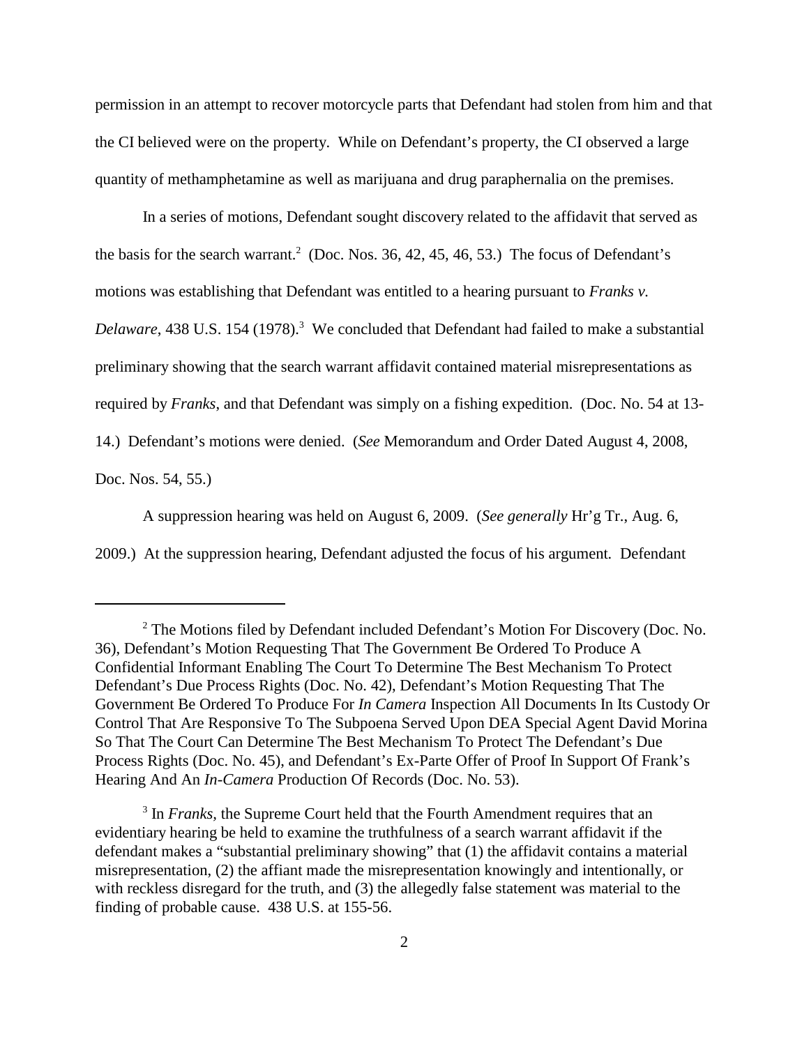permission in an attempt to recover motorcycle parts that Defendant had stolen from him and that the CI believed were on the property. While on Defendant's property, the CI observed a large quantity of methamphetamine as well as marijuana and drug paraphernalia on the premises.

In a series of motions, Defendant sought discovery related to the affidavit that served as the basis for the search warrant.[2] (Doc. Nos. 36, 42, 45, 46, 53.) The focus of Defendant's motions was establishing that Defendant was entitled to a hearing pursuant to *Franks v. Delaware*, 438 U.S. 154 (1978).[3] We concluded that Defendant had failed to make a substantial preliminary showing that the search warrant affidavit contained material misrepresentations as required by *Franks*, and that Defendant was simply on a fishing expedition. (Doc. No. 54 at 13-14.) Defendant's motions were denied. (*See* Memorandum and Order Dated August 4, 2008, Doc. Nos. 54, 55.)

A suppression hearing was held on August 6, 2009. (*See generally* Hr'g Tr., Aug. 6, 2009.) At the suppression hearing, Defendant adjusted the focus of his argument. Defendant

---

[2] The Motions filed by Defendant included Defendant's Motion For Discovery (Doc. No. 36), Defendant's Motion Requesting That The Government Be Ordered To Produce A Confidential Informant Enabling The Court To Determine The Best Mechanism To Protect Defendant's Due Process Rights (Doc. No. 42), Defendant's Motion Requesting That The Government Be Ordered To Produce For *In Camera* Inspection All Documents In Its Custody Or Control That Are Responsive To The Subpoena Served Upon DEA Special Agent David Morina So That The Court Can Determine The Best Mechanism To Protect The Defendant's Due Process Rights (Doc. No. 45), and Defendant's Ex-Parte Offer of Proof In Support Of Frank's Hearing And An *In-Camera* Production Of Records (Doc. No. 53).

[3] In *Franks*, the Supreme Court held that the Fourth Amendment requires that an evidentiary hearing be held to examine the truthfulness of a search warrant affidavit if the defendant makes a "substantial preliminary showing" that (1) the affidavit contains a material misrepresentation, (2) the affiant made the misrepresentation knowingly and intentionally, or with reckless disregard for the truth, and (3) the allegedly false statement was material to the finding of probable cause. 438 U.S. at 155-56.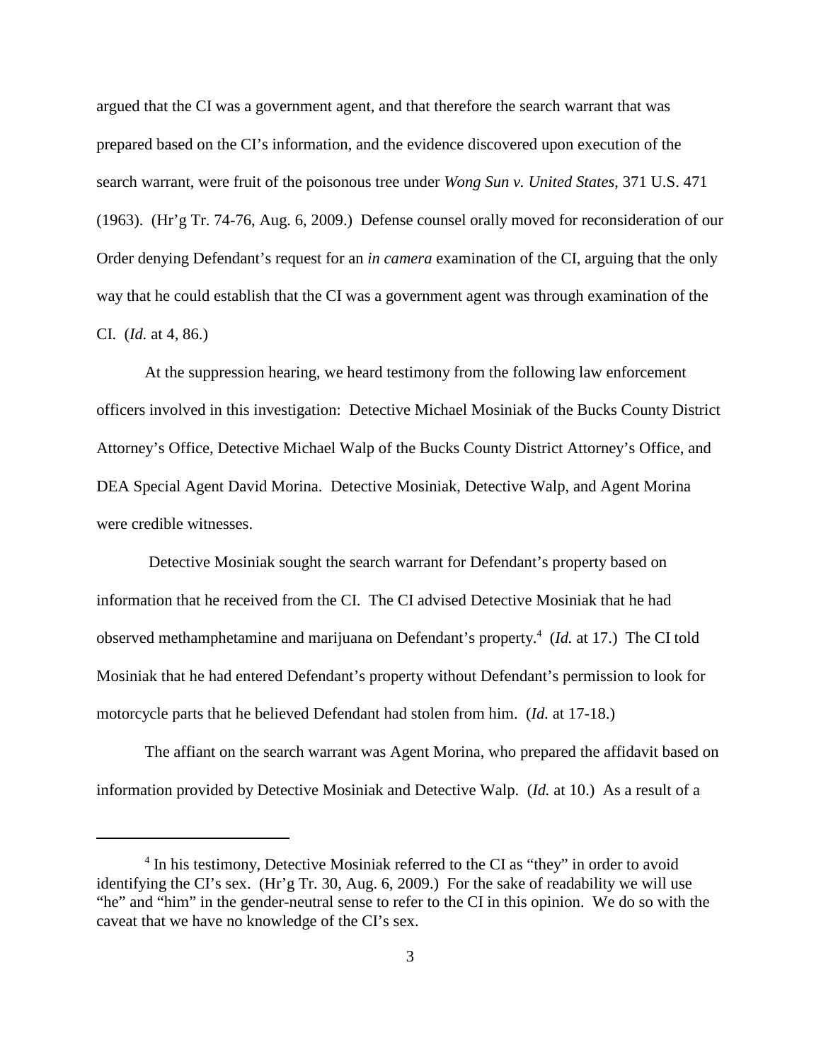argued that the CI was a government agent, and that therefore the search warrant that was prepared based on the CI's information, and the evidence discovered upon execution of the search warrant, were fruit of the poisonous tree under *Wong Sun v. United States*, 371 U.S. 471 (1963). (Hr'g Tr. 74-76, Aug. 6, 2009.) Defense counsel orally moved for reconsideration of our Order denying Defendant's request for an *in camera* examination of the CI, arguing that the only way that he could establish that the CI was a government agent was through examination of the CI. (*Id.* at 4, 86.)

At the suppression hearing, we heard testimony from the following law enforcement officers involved in this investigation: Detective Michael Mosiniak of the Bucks County District Attorney's Office, Detective Michael Walp of the Bucks County District Attorney's Office, and DEA Special Agent David Morina. Detective Mosiniak, Detective Walp, and Agent Morina were credible witnesses.

Detective Mosiniak sought the search warrant for Defendant's property based on information that he received from the CI. The CI advised Detective Mosiniak that he had observed methamphetamine and marijuana on Defendant's property.[4] (*Id.* at 17.) The CI told Mosiniak that he had entered Defendant's property without Defendant's permission to look for motorcycle parts that he believed Defendant had stolen from him. (*Id.* at 17-18.)

The affiant on the search warrant was Agent Morina, who prepared the affidavit based on information provided by Detective Mosiniak and Detective Walp. (*Id.* at 10.) As a result of a

[4] In his testimony, Detective Mosiniak referred to the CI as "they" in order to avoid identifying the CI's sex. (Hr'g Tr. 30, Aug. 6, 2009.) For the sake of readability we will use "he" and "him" in the gender-neutral sense to refer to the CI in this opinion. We do so with the caveat that we have no knowledge of the CI's sex.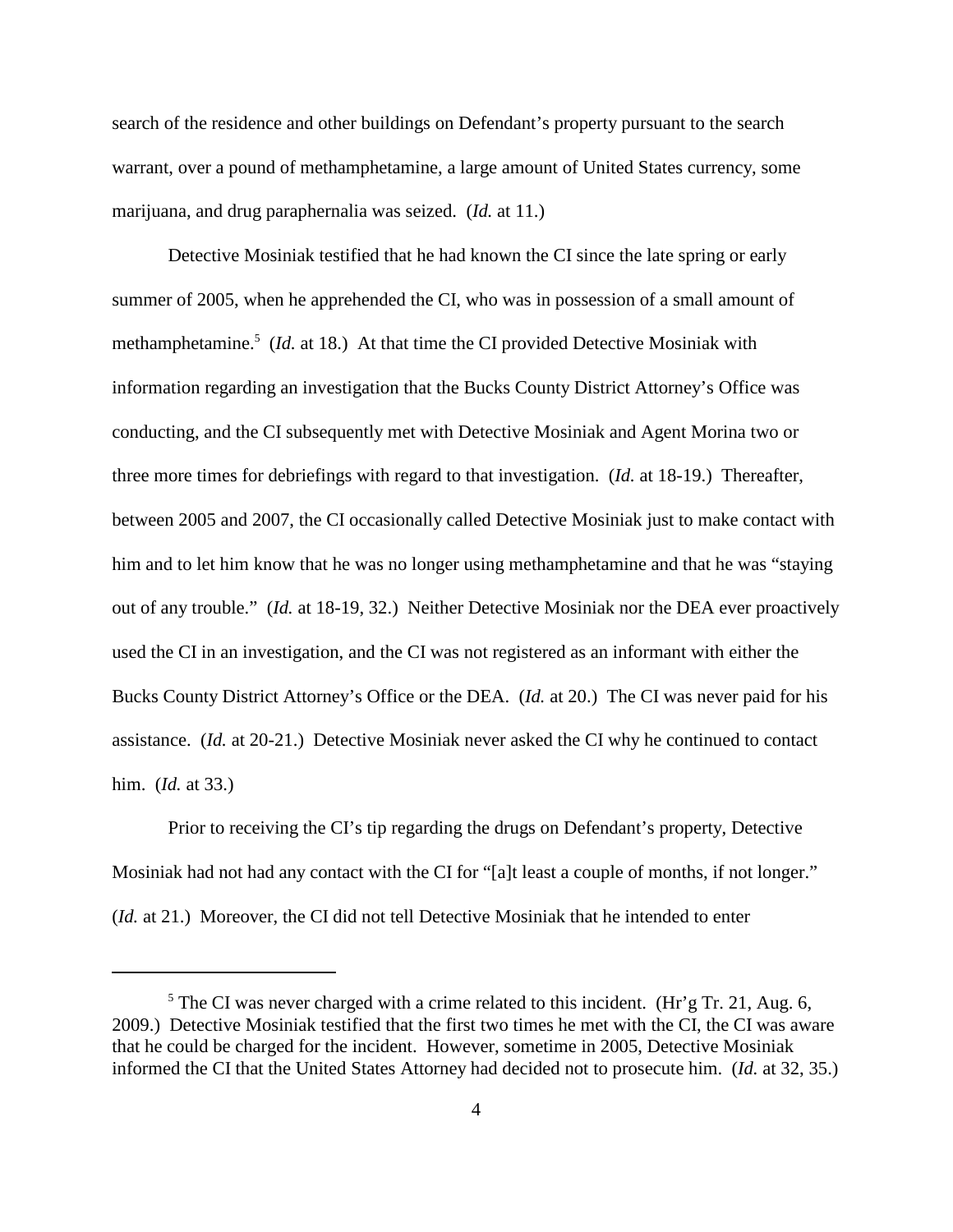search of the residence and other buildings on Defendant's property pursuant to the search warrant, over a pound of methamphetamine, a large amount of United States currency, some marijuana, and drug paraphernalia was seized. (*Id.* at 11.)

Detective Mosiniak testified that he had known the CI since the late spring or early summer of 2005, when he apprehended the CI, who was in possession of a small amount of methamphetamine.[5] (*Id.* at 18.) At that time the CI provided Detective Mosiniak with information regarding an investigation that the Bucks County District Attorney's Office was conducting, and the CI subsequently met with Detective Mosiniak and Agent Morina two or three more times for debriefings with regard to that investigation. (*Id.* at 18-19.) Thereafter, between 2005 and 2007, the CI occasionally called Detective Mosiniak just to make contact with him and to let him know that he was no longer using methamphetamine and that he was "staying out of any trouble." (*Id.* at 18-19, 32.) Neither Detective Mosiniak nor the DEA ever proactively used the CI in an investigation, and the CI was not registered as an informant with either the Bucks County District Attorney's Office or the DEA. (*Id.* at 20.) The CI was never paid for his assistance. (*Id.* at 20-21.) Detective Mosiniak never asked the CI why he continued to contact him. (*Id.* at 33.)

Prior to receiving the CI's tip regarding the drugs on Defendant's property, Detective Mosiniak had not had any contact with the CI for "[a]t least a couple of months, if not longer." (*Id.* at 21.) Moreover, the CI did not tell Detective Mosiniak that he intended to enter

[5] The CI was never charged with a crime related to this incident. (Hr'g Tr. 21, Aug. 6, 2009.) Detective Mosiniak testified that the first two times he met with the CI, the CI was aware that he could be charged for the incident. However, sometime in 2005, Detective Mosiniak informed the CI that the United States Attorney had decided not to prosecute him. (*Id.* at 32, 35.)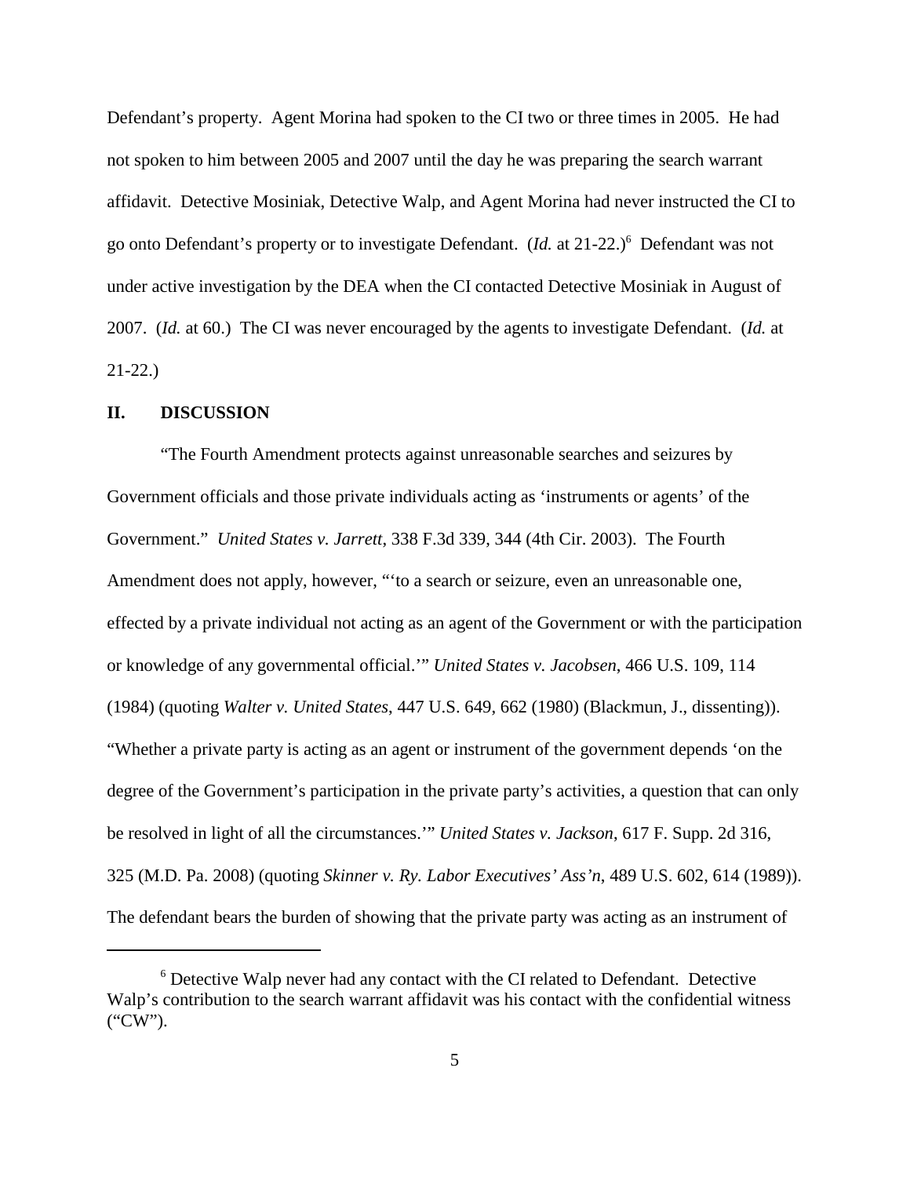Defendant's property. Agent Morina had spoken to the CI two or three times in 2005. He had not spoken to him between 2005 and 2007 until the day he was preparing the search warrant affidavit. Detective Mosiniak, Detective Walp, and Agent Morina had never instructed the CI to go onto Defendant's property or to investigate Defendant. (*Id.* at 21-22.)[6] Defendant was not under active investigation by the DEA when the CI contacted Detective Mosiniak in August of 2007. (*Id.* at 60.) The CI was never encouraged by the agents to investigate Defendant. (*Id.* at 21-22.)

## II. DISCUSSION

"The Fourth Amendment protects against unreasonable searches and seizures by Government officials and those private individuals acting as 'instruments or agents' of the Government." *United States v. Jarrett*, 338 F.3d 339, 344 (4th Cir. 2003). The Fourth Amendment does not apply, however, "'to a search or seizure, even an unreasonable one, effected by a private individual not acting as an agent of the Government or with the participation or knowledge of any governmental official.'" *United States v. Jacobsen*, 466 U.S. 109, 114 (1984) (quoting *Walter v. United States*, 447 U.S. 649, 662 (1980) (Blackmun, J., dissenting)). "Whether a private party is acting as an agent or instrument of the government depends 'on the degree of the Government's participation in the private party's activities, a question that can only be resolved in light of all the circumstances.'" *United States v. Jackson*, 617 F. Supp. 2d 316, 325 (M.D. Pa. 2008) (quoting *Skinner v. Ry. Labor Executives' Ass'n*, 489 U.S. 602, 614 (1989)). The defendant bears the burden of showing that the private party was acting as an instrument of

---

[6] Detective Walp never had any contact with the CI related to Defendant. Detective Walp's contribution to the search warrant affidavit was his contact with the confidential witness ("CW").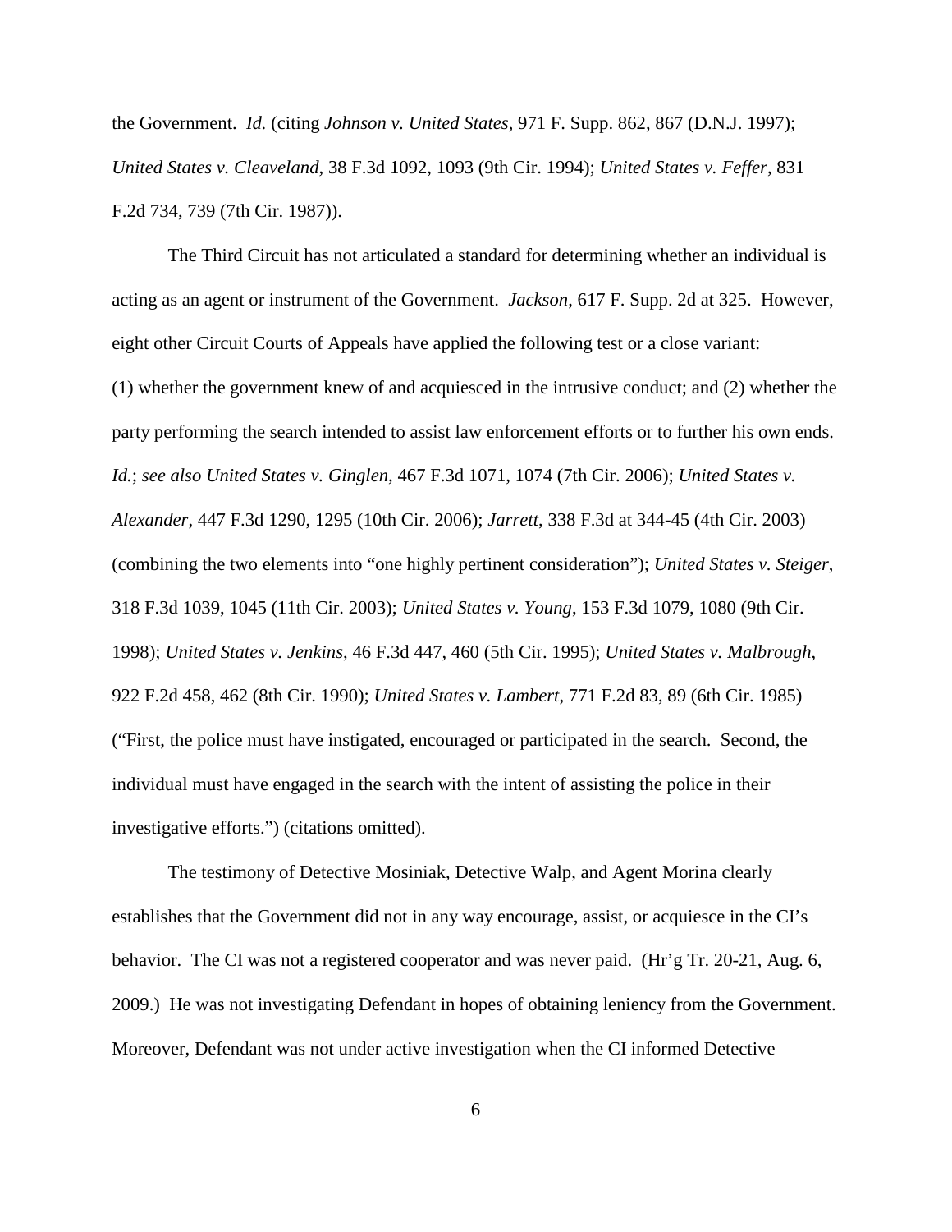the Government. *Id.* (citing *Johnson v. United States*, 971 F. Supp. 862, 867 (D.N.J. 1997); *United States v. Cleaveland*, 38 F.3d 1092, 1093 (9th Cir. 1994); *United States v. Feffer*, 831 F.2d 734, 739 (7th Cir. 1987)).

The Third Circuit has not articulated a standard for determining whether an individual is acting as an agent or instrument of the Government. *Jackson*, 617 F. Supp. 2d at 325. However, eight other Circuit Courts of Appeals have applied the following test or a close variant: (1) whether the government knew of and acquiesced in the intrusive conduct; and (2) whether the party performing the search intended to assist law enforcement efforts or to further his own ends. *Id.*; *see also United States v. Ginglen*, 467 F.3d 1071, 1074 (7th Cir. 2006); *United States v. Alexander*, 447 F.3d 1290, 1295 (10th Cir. 2006); *Jarrett*, 338 F.3d at 344-45 (4th Cir. 2003) (combining the two elements into "one highly pertinent consideration"); *United States v. Steiger*, 318 F.3d 1039, 1045 (11th Cir. 2003); *United States v. Young*, 153 F.3d 1079, 1080 (9th Cir. 1998); *United States v. Jenkins*, 46 F.3d 447, 460 (5th Cir. 1995); *United States v. Malbrough*, 922 F.2d 458, 462 (8th Cir. 1990); *United States v. Lambert*, 771 F.2d 83, 89 (6th Cir. 1985) ("First, the police must have instigated, encouraged or participated in the search. Second, the individual must have engaged in the search with the intent of assisting the police in their investigative efforts.") (citations omitted).

The testimony of Detective Mosiniak, Detective Walp, and Agent Morina clearly establishes that the Government did not in any way encourage, assist, or acquiesce in the CI's behavior. The CI was not a registered cooperator and was never paid. (Hr'g Tr. 20-21, Aug. 6, 2009.) He was not investigating Defendant in hopes of obtaining leniency from the Government. Moreover, Defendant was not under active investigation when the CI informed Detective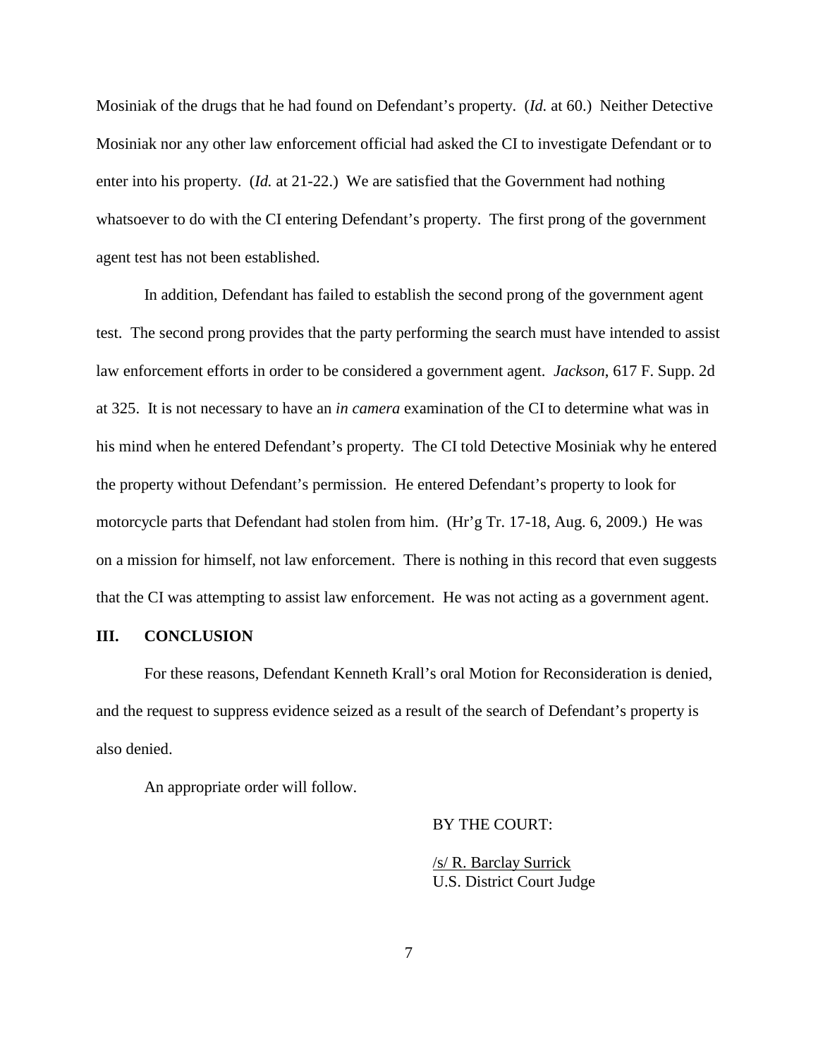Mosiniak of the drugs that he had found on Defendant's property. (*Id.* at 60.) Neither Detective Mosiniak nor any other law enforcement official had asked the CI to investigate Defendant or to enter into his property. (*Id.* at 21-22.) We are satisfied that the Government had nothing whatsoever to do with the CI entering Defendant's property. The first prong of the government agent test has not been established.

In addition, Defendant has failed to establish the second prong of the government agent test. The second prong provides that the party performing the search must have intended to assist law enforcement efforts in order to be considered a government agent. *Jackson*, 617 F. Supp. 2d at 325. It is not necessary to have an *in camera* examination of the CI to determine what was in his mind when he entered Defendant's property. The CI told Detective Mosiniak why he entered the property without Defendant's permission. He entered Defendant's property to look for motorcycle parts that Defendant had stolen from him. (Hr'g Tr. 17-18, Aug. 6, 2009.) He was on a mission for himself, not law enforcement. There is nothing in this record that even suggests that the CI was attempting to assist law enforcement. He was not acting as a government agent.

## III. CONCLUSION

For these reasons, Defendant Kenneth Krall's oral Motion for Reconsideration is denied, and the request to suppress evidence seized as a result of the search of Defendant's property is also denied.

An appropriate order will follow.

BY THE COURT:

/s/ R. Barclay Surrick
U.S. District Court Judge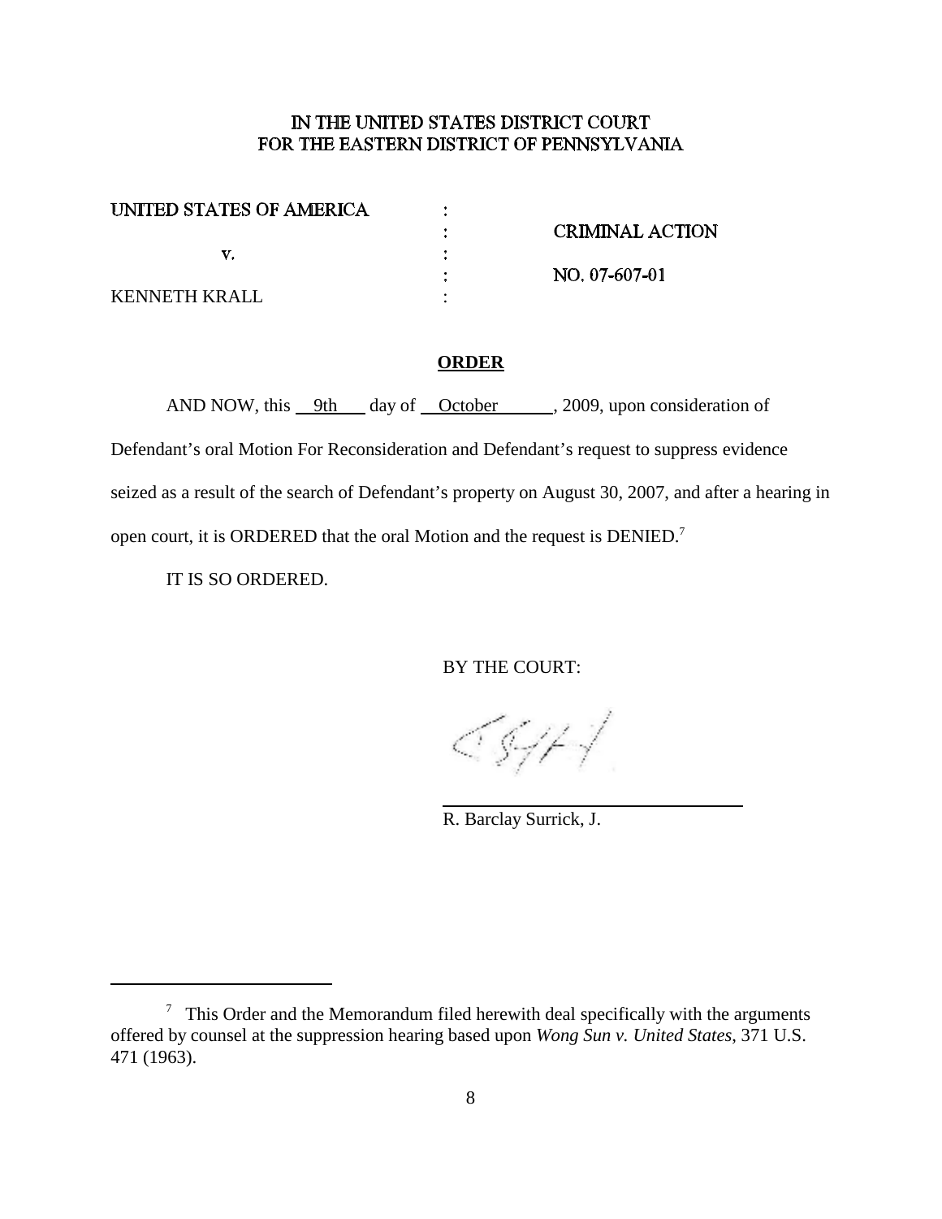IN THE UNITED STATES DISTRICT COURT
FOR THE EASTERN DISTRICT OF PENNSYLVANIA

| | | |
|---|---|---|
| UNITED STATES OF AMERICA | : | |
| | : | CRIMINAL ACTION |
| v. | : | |
| | : | NO. 07-607-01 |
| KENNETH KRALL | : | |

**ORDER**

AND NOW, this 9th day of October, 2009, upon consideration of Defendant's oral Motion For Reconsideration and Defendant's request to suppress evidence seized as a result of the search of Defendant's property on August 30, 2007, and after a hearing in open court, it is ORDERED that the oral Motion and the request is DENIED.[7]

IT IS SO ORDERED.

BY THE COURT:

R. Barclay Surrick, J.

---

[7] This Order and the Memorandum filed herewith deal specifically with the arguments offered by counsel at the suppression hearing based upon *Wong Sun v. United States*, 371 U.S. 471 (1963).